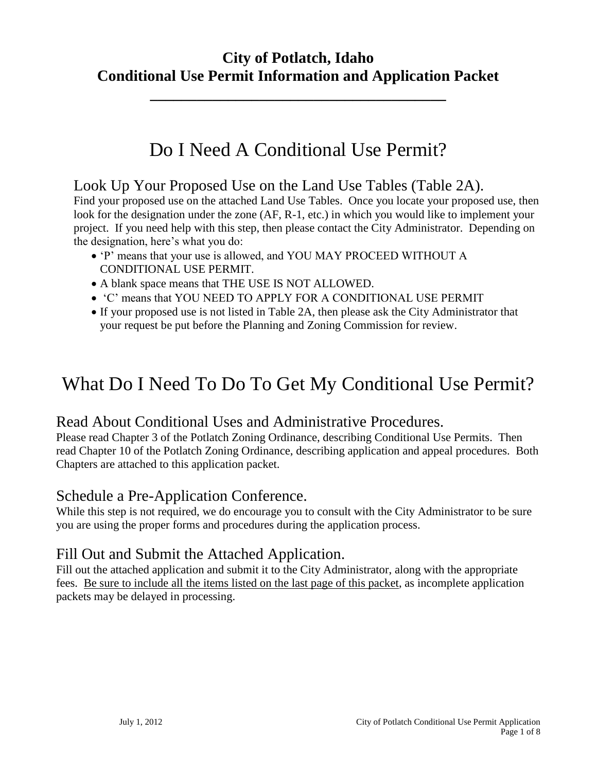# City of Potlatch, Idaho
# Conditional Use Permit Information and Application Packet

---

## Do I Need A Conditional Use Permit?

### Look Up Your Proposed Use on the Land Use Tables (Table 2A).

Find your proposed use on the attached Land Use Tables. Once you locate your proposed use, then look for the designation under the zone (AF, R-1, etc.) in which you would like to implement your project. If you need help with this step, then please contact the City Administrator. Depending on the designation, here's what you do:

- 'P' means that your use is allowed, and YOU MAY PROCEED WITHOUT A CONDITIONAL USE PERMIT.
- A blank space means that THE USE IS NOT ALLOWED.
- 'C' means that YOU NEED TO APPLY FOR A CONDITIONAL USE PERMIT
- If your proposed use is not listed in Table 2A, then please ask the City Administrator that your request be put before the Planning and Zoning Commission for review.

## What Do I Need To Do To Get My Conditional Use Permit?

### Read About Conditional Uses and Administrative Procedures.

Please read Chapter 3 of the Potlatch Zoning Ordinance, describing Conditional Use Permits. Then read Chapter 10 of the Potlatch Zoning Ordinance, describing application and appeal procedures. Both Chapters are attached to this application packet.

### Schedule a Pre-Application Conference.

While this step is not required, we do encourage you to consult with the City Administrator to be sure you are using the proper forms and procedures during the application process.

### Fill Out and Submit the Attached Application.

Fill out the attached application and submit it to the City Administrator, along with the appropriate fees. <u>Be sure to include all the items listed on the last page of this packet</u>, as incomplete application packets may be delayed in processing.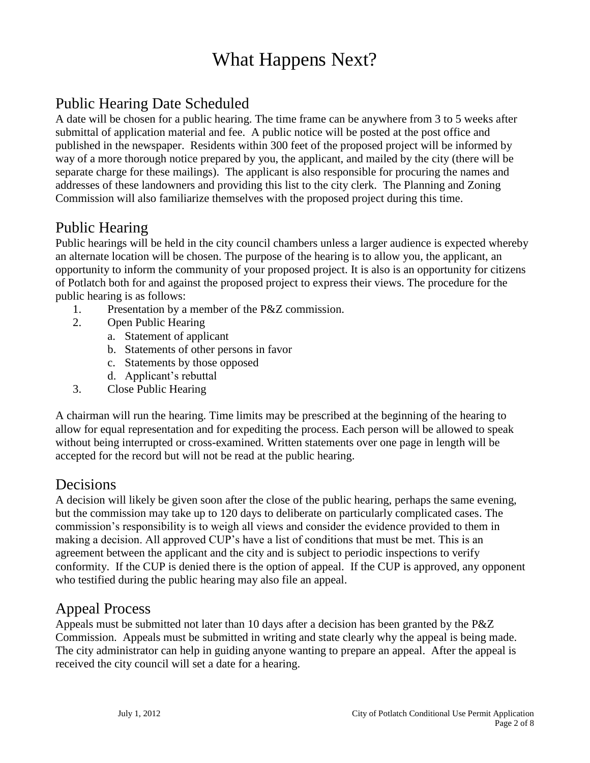# What Happens Next?

## Public Hearing Date Scheduled

A date will be chosen for a public hearing. The time frame can be anywhere from 3 to 5 weeks after submittal of application material and fee. A public notice will be posted at the post office and published in the newspaper. Residents within 300 feet of the proposed project will be informed by way of a more thorough notice prepared by you, the applicant, and mailed by the city (there will be separate charge for these mailings). The applicant is also responsible for procuring the names and addresses of these landowners and providing this list to the city clerk. The Planning and Zoning Commission will also familiarize themselves with the proposed project during this time.

## Public Hearing

Public hearings will be held in the city council chambers unless a larger audience is expected whereby an alternate location will be chosen. The purpose of the hearing is to allow you, the applicant, an opportunity to inform the community of your proposed project. It is also is an opportunity for citizens of Potlatch both for and against the proposed project to express their views. The procedure for the public hearing is as follows:

1. Presentation by a member of the P&Z commission.
2. Open Public Hearing
   a. Statement of applicant
   b. Statements of other persons in favor
   c. Statements by those opposed
   d. Applicant's rebuttal
3. Close Public Hearing

A chairman will run the hearing. Time limits may be prescribed at the beginning of the hearing to allow for equal representation and for expediting the process. Each person will be allowed to speak without being interrupted or cross-examined. Written statements over one page in length will be accepted for the record but will not be read at the public hearing.

## Decisions

A decision will likely be given soon after the close of the public hearing, perhaps the same evening, but the commission may take up to 120 days to deliberate on particularly complicated cases. The commission's responsibility is to weigh all views and consider the evidence provided to them in making a decision. All approved CUP's have a list of conditions that must be met. This is an agreement between the applicant and the city and is subject to periodic inspections to verify conformity. If the CUP is denied there is the option of appeal. If the CUP is approved, any opponent who testified during the public hearing may also file an appeal.

## Appeal Process

Appeals must be submitted not later than 10 days after a decision has been granted by the P&Z Commission. Appeals must be submitted in writing and state clearly why the appeal is being made. The city administrator can help in guiding anyone wanting to prepare an appeal. After the appeal is received the city council will set a date for a hearing.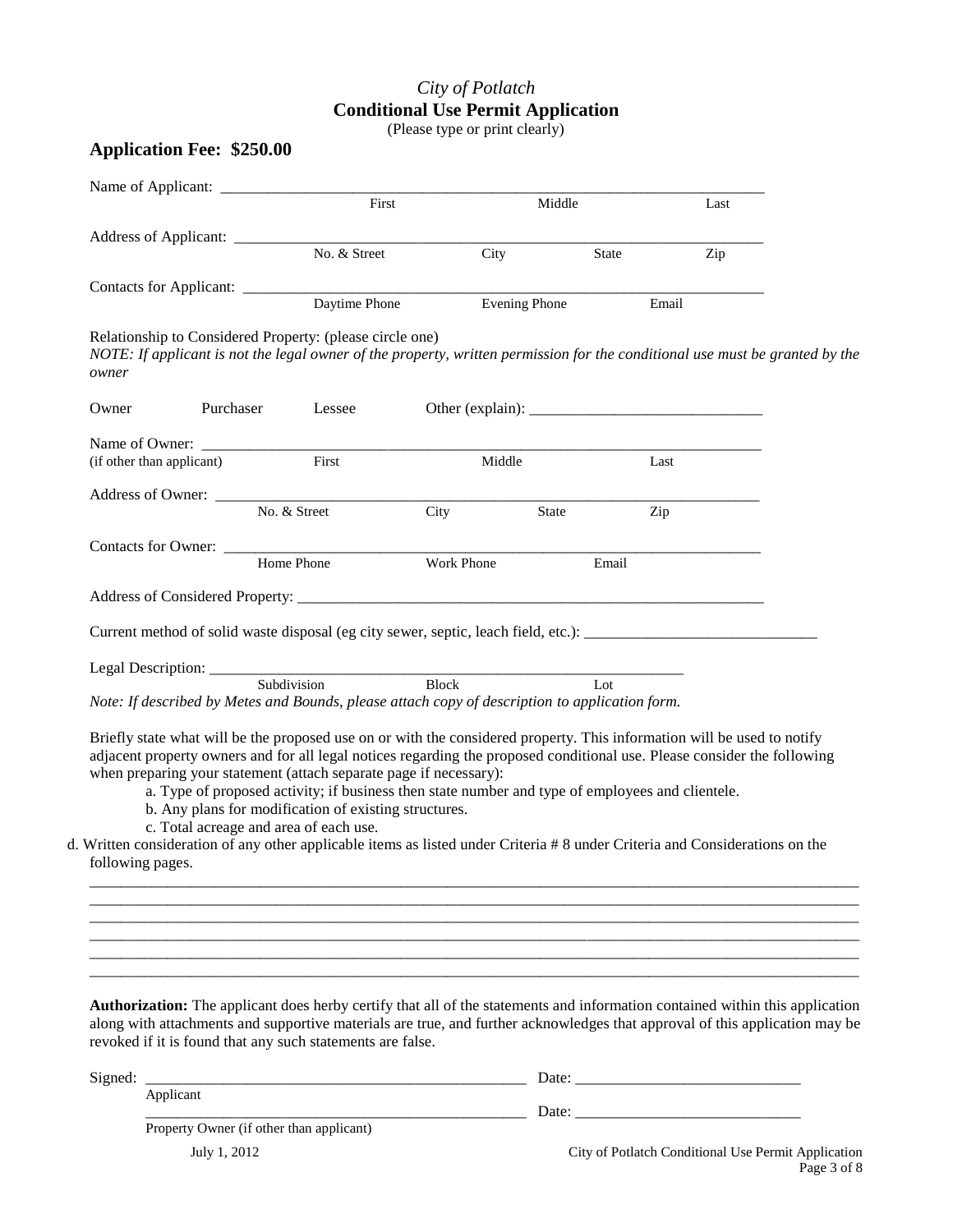*City of Potlatch*

**Conditional Use Permit Application**

(Please type or print clearly)

**Application Fee: $250.00**

Name of Applicant: ___________________________________________________________________________
First Middle Last

Address of Applicant: _________________________________________________________________________
No. & Street City State Zip

Contacts for Applicant: _______________________________________________________________________
Daytime Phone Evening Phone Email

Relationship to Considered Property: (please circle one)

*NOTE: If applicant is not the legal owner of the property, written permission for the conditional use must be granted by the owner*

Owner Purchaser Lessee Other (explain): ______________________________

Name of Owner: ______________________________________________________________________________
(if other than applicant) First Middle Last

Address of Owner: ____________________________________________________________________________
No. & Street City State Zip

Contacts for Owner: ___________________________________________________________________________
Home Phone Work Phone Email

Address of Considered Property: _________________________________________________________________

Current method of solid waste disposal (eg city sewer, septic, leach field, etc.): ______________________________

Legal Description: _________________________________________________________________
Subdivision Block Lot

*Note: If described by Metes and Bounds, please attach copy of description to application form.*

Briefly state what will be the proposed use on or with the considered property. This information will be used to notify adjacent property owners and for all legal notices regarding the proposed conditional use. Please consider the following when preparing your statement (attach separate page if necessary):

a. Type of proposed activity; if business then state number and type of employees and clientele.
b. Any plans for modification of existing structures.
c. Total acreage and area of each use.
d. Written consideration of any other applicable items as listed under Criteria # 8 under Criteria and Considerations on the following pages.

_____________________________________________________________________________________________
_____________________________________________________________________________________________
_____________________________________________________________________________________________
_____________________________________________________________________________________________
_____________________________________________________________________________________________
_____________________________________________________________________________________________

**Authorization:** The applicant does herby certify that all of the statements and information contained within this application along with attachments and supportive materials are true, and further acknowledges that approval of this application may be revoked if it is found that any such statements are false.

Signed: __________________________________________________ Date: _____________________________
Applicant

__________________________________________________ Date: _____________________________
Property Owner (if other than applicant)

July 1, 2012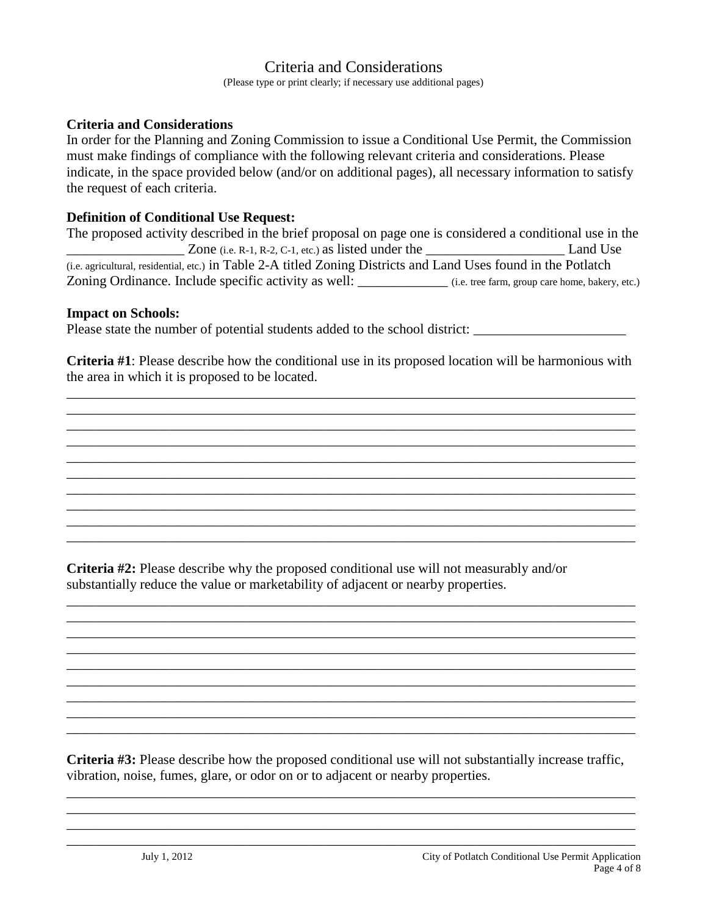# Criteria and Considerations

(Please type or print clearly; if necessary use additional pages)

**Criteria and Considerations**

In order for the Planning and Zoning Commission to issue a Conditional Use Permit, the Commission must make findings of compliance with the following relevant criteria and considerations. Please indicate, in the space provided below (and/or on additional pages), all necessary information to satisfy the request of each criteria.

**Definition of Conditional Use Request:**

The proposed activity described in the brief proposal on page one is considered a conditional use in the _________________ Zone (i.e. R-1, R-2, C-1, etc.) as listed under the ____________________ Land Use (i.e. agricultural, residential, etc.) in Table 2-A titled Zoning Districts and Land Uses found in the Potlatch Zoning Ordinance. Include specific activity as well: _____________ (i.e. tree farm, group care home, bakery, etc.)

**Impact on Schools:**

Please state the number of potential students added to the school district: ______________________

**Criteria #1**: Please describe how the conditional use in its proposed location will be harmonious with the area in which it is proposed to be located.

______________________________________________________________________________
______________________________________________________________________________
______________________________________________________________________________
______________________________________________________________________________
______________________________________________________________________________
______________________________________________________________________________
______________________________________________________________________________
______________________________________________________________________________
______________________________________________________________________________
______________________________________________________________________________

**Criteria #2:** Please describe why the proposed conditional use will not measurably and/or substantially reduce the value or marketability of adjacent or nearby properties.

______________________________________________________________________________
______________________________________________________________________________
______________________________________________________________________________
______________________________________________________________________________
______________________________________________________________________________
______________________________________________________________________________
______________________________________________________________________________
______________________________________________________________________________
______________________________________________________________________________

**Criteria #3:** Please describe how the proposed conditional use will not substantially increase traffic, vibration, noise, fumes, glare, or odor on or to adjacent or nearby properties.

______________________________________________________________________________
______________________________________________________________________________
______________________________________________________________________________
______________________________________________________________________________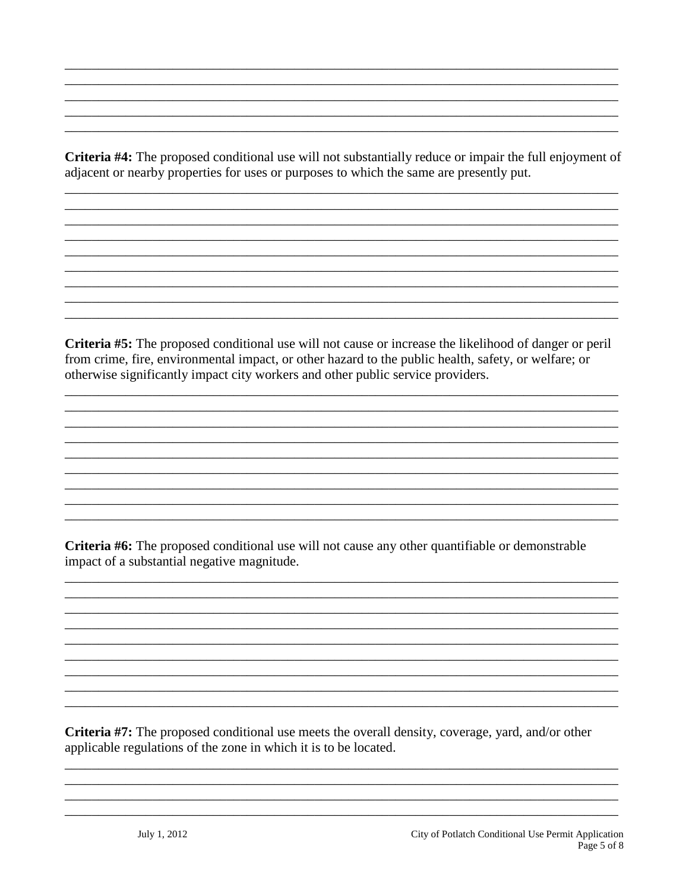\_\_\_\_\_\_\_\_\_\_\_\_\_\_\_\_\_\_\_\_\_\_\_\_\_\_\_\_\_\_\_\_\_\_\_\_\_\_\_\_\_\_\_\_\_\_\_\_\_\_\_\_\_\_\_\_\_\_\_\_\_\_\_\_\_\_\_\_\_\_\_\_\_\_\_\_\_\_
\_\_\_\_\_\_\_\_\_\_\_\_\_\_\_\_\_\_\_\_\_\_\_\_\_\_\_\_\_\_\_\_\_\_\_\_\_\_\_\_\_\_\_\_\_\_\_\_\_\_\_\_\_\_\_\_\_\_\_\_\_\_\_\_\_\_\_\_\_\_\_\_\_\_\_\_\_\_
\_\_\_\_\_\_\_\_\_\_\_\_\_\_\_\_\_\_\_\_\_\_\_\_\_\_\_\_\_\_\_\_\_\_\_\_\_\_\_\_\_\_\_\_\_\_\_\_\_\_\_\_\_\_\_\_\_\_\_\_\_\_\_\_\_\_\_\_\_\_\_\_\_\_\_\_\_\_
\_\_\_\_\_\_\_\_\_\_\_\_\_\_\_\_\_\_\_\_\_\_\_\_\_\_\_\_\_\_\_\_\_\_\_\_\_\_\_\_\_\_\_\_\_\_\_\_\_\_\_\_\_\_\_\_\_\_\_\_\_\_\_\_\_\_\_\_\_\_\_\_\_\_\_\_\_\_
\_\_\_\_\_\_\_\_\_\_\_\_\_\_\_\_\_\_\_\_\_\_\_\_\_\_\_\_\_\_\_\_\_\_\_\_\_\_\_\_\_\_\_\_\_\_\_\_\_\_\_\_\_\_\_\_\_\_\_\_\_\_\_\_\_\_\_\_\_\_\_\_\_\_\_\_\_\_

**Criteria #4:** The proposed conditional use will not substantially reduce or impair the full enjoyment of adjacent or nearby properties for uses or purposes to which the same are presently put.

\_\_\_\_\_\_\_\_\_\_\_\_\_\_\_\_\_\_\_\_\_\_\_\_\_\_\_\_\_\_\_\_\_\_\_\_\_\_\_\_\_\_\_\_\_\_\_\_\_\_\_\_\_\_\_\_\_\_\_\_\_\_\_\_\_\_\_\_\_\_\_\_\_\_\_\_\_\_
\_\_\_\_\_\_\_\_\_\_\_\_\_\_\_\_\_\_\_\_\_\_\_\_\_\_\_\_\_\_\_\_\_\_\_\_\_\_\_\_\_\_\_\_\_\_\_\_\_\_\_\_\_\_\_\_\_\_\_\_\_\_\_\_\_\_\_\_\_\_\_\_\_\_\_\_\_\_
\_\_\_\_\_\_\_\_\_\_\_\_\_\_\_\_\_\_\_\_\_\_\_\_\_\_\_\_\_\_\_\_\_\_\_\_\_\_\_\_\_\_\_\_\_\_\_\_\_\_\_\_\_\_\_\_\_\_\_\_\_\_\_\_\_\_\_\_\_\_\_\_\_\_\_\_\_\_
\_\_\_\_\_\_\_\_\_\_\_\_\_\_\_\_\_\_\_\_\_\_\_\_\_\_\_\_\_\_\_\_\_\_\_\_\_\_\_\_\_\_\_\_\_\_\_\_\_\_\_\_\_\_\_\_\_\_\_\_\_\_\_\_\_\_\_\_\_\_\_\_\_\_\_\_\_\_
\_\_\_\_\_\_\_\_\_\_\_\_\_\_\_\_\_\_\_\_\_\_\_\_\_\_\_\_\_\_\_\_\_\_\_\_\_\_\_\_\_\_\_\_\_\_\_\_\_\_\_\_\_\_\_\_\_\_\_\_\_\_\_\_\_\_\_\_\_\_\_\_\_\_\_\_\_\_
\_\_\_\_\_\_\_\_\_\_\_\_\_\_\_\_\_\_\_\_\_\_\_\_\_\_\_\_\_\_\_\_\_\_\_\_\_\_\_\_\_\_\_\_\_\_\_\_\_\_\_\_\_\_\_\_\_\_\_\_\_\_\_\_\_\_\_\_\_\_\_\_\_\_\_\_\_\_
\_\_\_\_\_\_\_\_\_\_\_\_\_\_\_\_\_\_\_\_\_\_\_\_\_\_\_\_\_\_\_\_\_\_\_\_\_\_\_\_\_\_\_\_\_\_\_\_\_\_\_\_\_\_\_\_\_\_\_\_\_\_\_\_\_\_\_\_\_\_\_\_\_\_\_\_\_\_
\_\_\_\_\_\_\_\_\_\_\_\_\_\_\_\_\_\_\_\_\_\_\_\_\_\_\_\_\_\_\_\_\_\_\_\_\_\_\_\_\_\_\_\_\_\_\_\_\_\_\_\_\_\_\_\_\_\_\_\_\_\_\_\_\_\_\_\_\_\_\_\_\_\_\_\_\_\_
\_\_\_\_\_\_\_\_\_\_\_\_\_\_\_\_\_\_\_\_\_\_\_\_\_\_\_\_\_\_\_\_\_\_\_\_\_\_\_\_\_\_\_\_\_\_\_\_\_\_\_\_\_\_\_\_\_\_\_\_\_\_\_\_\_\_\_\_\_\_\_\_\_\_\_\_\_\_

**Criteria #5:** The proposed conditional use will not cause or increase the likelihood of danger or peril from crime, fire, environmental impact, or other hazard to the public health, safety, or welfare; or otherwise significantly impact city workers and other public service providers.

\_\_\_\_\_\_\_\_\_\_\_\_\_\_\_\_\_\_\_\_\_\_\_\_\_\_\_\_\_\_\_\_\_\_\_\_\_\_\_\_\_\_\_\_\_\_\_\_\_\_\_\_\_\_\_\_\_\_\_\_\_\_\_\_\_\_\_\_\_\_\_\_\_\_\_\_\_\_
\_\_\_\_\_\_\_\_\_\_\_\_\_\_\_\_\_\_\_\_\_\_\_\_\_\_\_\_\_\_\_\_\_\_\_\_\_\_\_\_\_\_\_\_\_\_\_\_\_\_\_\_\_\_\_\_\_\_\_\_\_\_\_\_\_\_\_\_\_\_\_\_\_\_\_\_\_\_
\_\_\_\_\_\_\_\_\_\_\_\_\_\_\_\_\_\_\_\_\_\_\_\_\_\_\_\_\_\_\_\_\_\_\_\_\_\_\_\_\_\_\_\_\_\_\_\_\_\_\_\_\_\_\_\_\_\_\_\_\_\_\_\_\_\_\_\_\_\_\_\_\_\_\_\_\_\_
\_\_\_\_\_\_\_\_\_\_\_\_\_\_\_\_\_\_\_\_\_\_\_\_\_\_\_\_\_\_\_\_\_\_\_\_\_\_\_\_\_\_\_\_\_\_\_\_\_\_\_\_\_\_\_\_\_\_\_\_\_\_\_\_\_\_\_\_\_\_\_\_\_\_\_\_\_\_
\_\_\_\_\_\_\_\_\_\_\_\_\_\_\_\_\_\_\_\_\_\_\_\_\_\_\_\_\_\_\_\_\_\_\_\_\_\_\_\_\_\_\_\_\_\_\_\_\_\_\_\_\_\_\_\_\_\_\_\_\_\_\_\_\_\_\_\_\_\_\_\_\_\_\_\_\_\_
\_\_\_\_\_\_\_\_\_\_\_\_\_\_\_\_\_\_\_\_\_\_\_\_\_\_\_\_\_\_\_\_\_\_\_\_\_\_\_\_\_\_\_\_\_\_\_\_\_\_\_\_\_\_\_\_\_\_\_\_\_\_\_\_\_\_\_\_\_\_\_\_\_\_\_\_\_\_
\_\_\_\_\_\_\_\_\_\_\_\_\_\_\_\_\_\_\_\_\_\_\_\_\_\_\_\_\_\_\_\_\_\_\_\_\_\_\_\_\_\_\_\_\_\_\_\_\_\_\_\_\_\_\_\_\_\_\_\_\_\_\_\_\_\_\_\_\_\_\_\_\_\_\_\_\_\_
\_\_\_\_\_\_\_\_\_\_\_\_\_\_\_\_\_\_\_\_\_\_\_\_\_\_\_\_\_\_\_\_\_\_\_\_\_\_\_\_\_\_\_\_\_\_\_\_\_\_\_\_\_\_\_\_\_\_\_\_\_\_\_\_\_\_\_\_\_\_\_\_\_\_\_\_\_\_
\_\_\_\_\_\_\_\_\_\_\_\_\_\_\_\_\_\_\_\_\_\_\_\_\_\_\_\_\_\_\_\_\_\_\_\_\_\_\_\_\_\_\_\_\_\_\_\_\_\_\_\_\_\_\_\_\_\_\_\_\_\_\_\_\_\_\_\_\_\_\_\_\_\_\_\_\_\_

**Criteria #6:** The proposed conditional use will not cause any other quantifiable or demonstrable impact of a substantial negative magnitude.

\_\_\_\_\_\_\_\_\_\_\_\_\_\_\_\_\_\_\_\_\_\_\_\_\_\_\_\_\_\_\_\_\_\_\_\_\_\_\_\_\_\_\_\_\_\_\_\_\_\_\_\_\_\_\_\_\_\_\_\_\_\_\_\_\_\_\_\_\_\_\_\_\_\_\_\_\_\_
\_\_\_\_\_\_\_\_\_\_\_\_\_\_\_\_\_\_\_\_\_\_\_\_\_\_\_\_\_\_\_\_\_\_\_\_\_\_\_\_\_\_\_\_\_\_\_\_\_\_\_\_\_\_\_\_\_\_\_\_\_\_\_\_\_\_\_\_\_\_\_\_\_\_\_\_\_\_
\_\_\_\_\_\_\_\_\_\_\_\_\_\_\_\_\_\_\_\_\_\_\_\_\_\_\_\_\_\_\_\_\_\_\_\_\_\_\_\_\_\_\_\_\_\_\_\_\_\_\_\_\_\_\_\_\_\_\_\_\_\_\_\_\_\_\_\_\_\_\_\_\_\_\_\_\_\_
\_\_\_\_\_\_\_\_\_\_\_\_\_\_\_\_\_\_\_\_\_\_\_\_\_\_\_\_\_\_\_\_\_\_\_\_\_\_\_\_\_\_\_\_\_\_\_\_\_\_\_\_\_\_\_\_\_\_\_\_\_\_\_\_\_\_\_\_\_\_\_\_\_\_\_\_\_\_
\_\_\_\_\_\_\_\_\_\_\_\_\_\_\_\_\_\_\_\_\_\_\_\_\_\_\_\_\_\_\_\_\_\_\_\_\_\_\_\_\_\_\_\_\_\_\_\_\_\_\_\_\_\_\_\_\_\_\_\_\_\_\_\_\_\_\_\_\_\_\_\_\_\_\_\_\_\_
\_\_\_\_\_\_\_\_\_\_\_\_\_\_\_\_\_\_\_\_\_\_\_\_\_\_\_\_\_\_\_\_\_\_\_\_\_\_\_\_\_\_\_\_\_\_\_\_\_\_\_\_\_\_\_\_\_\_\_\_\_\_\_\_\_\_\_\_\_\_\_\_\_\_\_\_\_\_
\_\_\_\_\_\_\_\_\_\_\_\_\_\_\_\_\_\_\_\_\_\_\_\_\_\_\_\_\_\_\_\_\_\_\_\_\_\_\_\_\_\_\_\_\_\_\_\_\_\_\_\_\_\_\_\_\_\_\_\_\_\_\_\_\_\_\_\_\_\_\_\_\_\_\_\_\_\_
\_\_\_\_\_\_\_\_\_\_\_\_\_\_\_\_\_\_\_\_\_\_\_\_\_\_\_\_\_\_\_\_\_\_\_\_\_\_\_\_\_\_\_\_\_\_\_\_\_\_\_\_\_\_\_\_\_\_\_\_\_\_\_\_\_\_\_\_\_\_\_\_\_\_\_\_\_\_
\_\_\_\_\_\_\_\_\_\_\_\_\_\_\_\_\_\_\_\_\_\_\_\_\_\_\_\_\_\_\_\_\_\_\_\_\_\_\_\_\_\_\_\_\_\_\_\_\_\_\_\_\_\_\_\_\_\_\_\_\_\_\_\_\_\_\_\_\_\_\_\_\_\_\_\_\_\_

**Criteria #7:** The proposed conditional use meets the overall density, coverage, yard, and/or other applicable regulations of the zone in which it is to be located.

\_\_\_\_\_\_\_\_\_\_\_\_\_\_\_\_\_\_\_\_\_\_\_\_\_\_\_\_\_\_\_\_\_\_\_\_\_\_\_\_\_\_\_\_\_\_\_\_\_\_\_\_\_\_\_\_\_\_\_\_\_\_\_\_\_\_\_\_\_\_\_\_\_\_\_\_\_\_
\_\_\_\_\_\_\_\_\_\_\_\_\_\_\_\_\_\_\_\_\_\_\_\_\_\_\_\_\_\_\_\_\_\_\_\_\_\_\_\_\_\_\_\_\_\_\_\_\_\_\_\_\_\_\_\_\_\_\_\_\_\_\_\_\_\_\_\_\_\_\_\_\_\_\_\_\_\_
\_\_\_\_\_\_\_\_\_\_\_\_\_\_\_\_\_\_\_\_\_\_\_\_\_\_\_\_\_\_\_\_\_\_\_\_\_\_\_\_\_\_\_\_\_\_\_\_\_\_\_\_\_\_\_\_\_\_\_\_\_\_\_\_\_\_\_\_\_\_\_\_\_\_\_\_\_\_
\_\_\_\_\_\_\_\_\_\_\_\_\_\_\_\_\_\_\_\_\_\_\_\_\_\_\_\_\_\_\_\_\_\_\_\_\_\_\_\_\_\_\_\_\_\_\_\_\_\_\_\_\_\_\_\_\_\_\_\_\_\_\_\_\_\_\_\_\_\_\_\_\_\_\_\_\_\_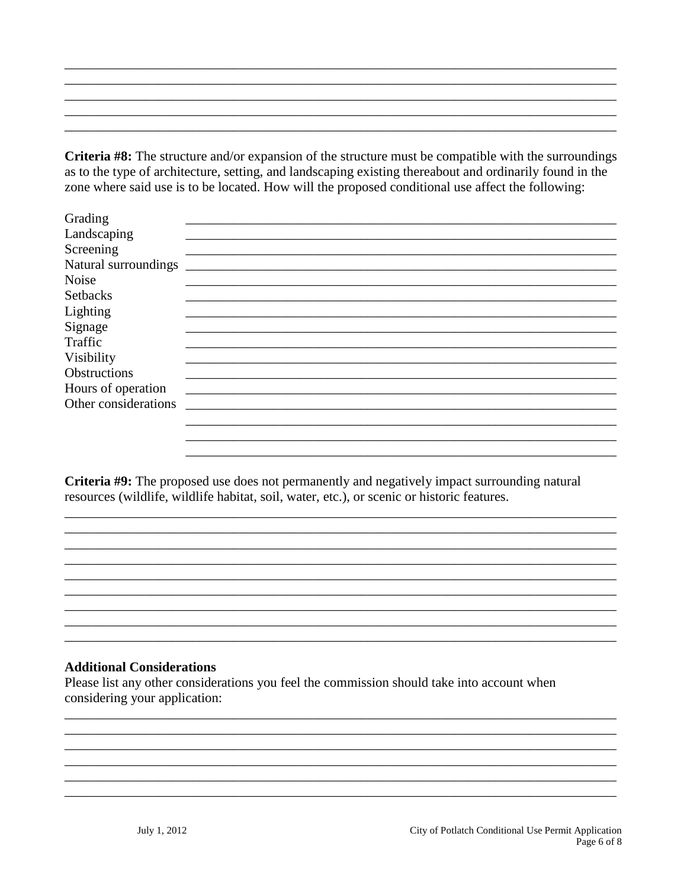Criteria #8: The structure and/or expansion of the structure must be compatible with the surroundings as to the type of architecture, setting, and landscaping existing thereabout and ordinarily found in the zone where said use is to be located. How will the proposed conditional use affect the following:

Grading
Landscaping
Screening
Natural surroundings
Noise
Setbacks
Lighting
Signage
Traffic
Visibility
Obstructions
Hours of operation
Other considerations

**Criteria #9:** The proposed use does not permanently and negatively impact surrounding natural resources (wildlife, wildlife habitat, soil, water, etc.), or scenic or historic features.

### Additional Considerations

Please list any other considerations you feel the commission should take into account when considering your application: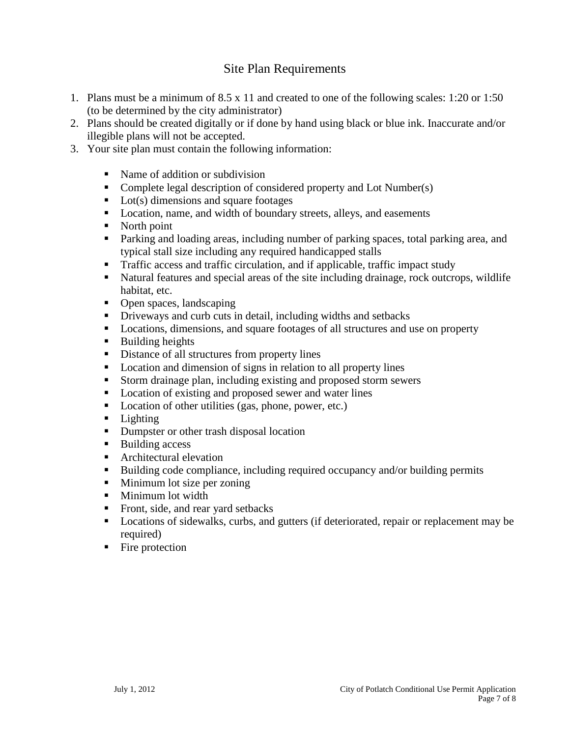## Site Plan Requirements

1. Plans must be a minimum of 8.5 x 11 and created to one of the following scales: 1:20 or 1:50 (to be determined by the city administrator)
2. Plans should be created digitally or if done by hand using black or blue ink. Inaccurate and/or illegible plans will not be accepted.
3. Your site plan must contain the following information:

   - Name of addition or subdivision
   - Complete legal description of considered property and Lot Number(s)
   - Lot(s) dimensions and square footages
   - Location, name, and width of boundary streets, alleys, and easements
   - North point
   - Parking and loading areas, including number of parking spaces, total parking area, and typical stall size including any required handicapped stalls
   - Traffic access and traffic circulation, and if applicable, traffic impact study
   - Natural features and special areas of the site including drainage, rock outcrops, wildlife habitat, etc.
   - Open spaces, landscaping
   - Driveways and curb cuts in detail, including widths and setbacks
   - Locations, dimensions, and square footages of all structures and use on property
   - Building heights
   - Distance of all structures from property lines
   - Location and dimension of signs in relation to all property lines
   - Storm drainage plan, including existing and proposed storm sewers
   - Location of existing and proposed sewer and water lines
   - Location of other utilities (gas, phone, power, etc.)
   - Lighting
   - Dumpster or other trash disposal location
   - Building access
   - Architectural elevation
   - Building code compliance, including required occupancy and/or building permits
   - Minimum lot size per zoning
   - Minimum lot width
   - Front, side, and rear yard setbacks
   - Locations of sidewalks, curbs, and gutters (if deteriorated, repair or replacement may be required)
   - Fire protection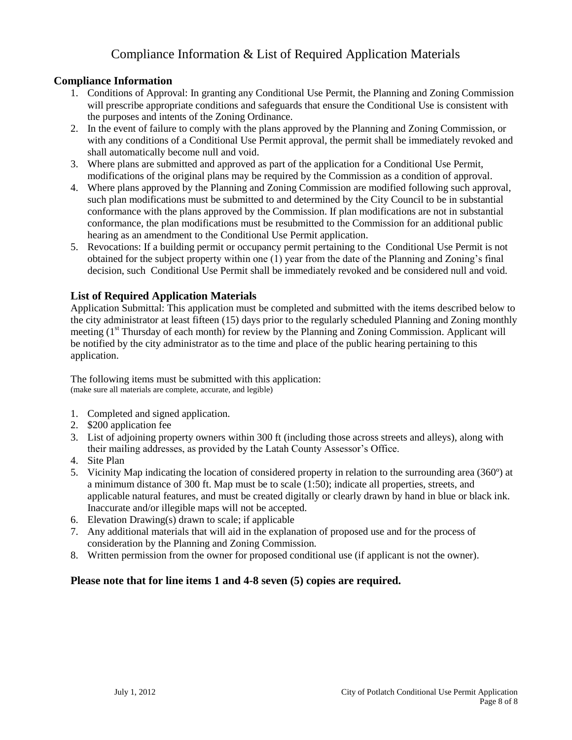# Compliance Information & List of Required Application Materials

## Compliance Information

1. Conditions of Approval: In granting any Conditional Use Permit, the Planning and Zoning Commission will prescribe appropriate conditions and safeguards that ensure the Conditional Use is consistent with the purposes and intents of the Zoning Ordinance.
2. In the event of failure to comply with the plans approved by the Planning and Zoning Commission, or with any conditions of a Conditional Use Permit approval, the permit shall be immediately revoked and shall automatically become null and void.
3. Where plans are submitted and approved as part of the application for a Conditional Use Permit, modifications of the original plans may be required by the Commission as a condition of approval.
4. Where plans approved by the Planning and Zoning Commission are modified following such approval, such plan modifications must be submitted to and determined by the City Council to be in substantial conformance with the plans approved by the Commission. If plan modifications are not in substantial conformance, the plan modifications must be resubmitted to the Commission for an additional public hearing as an amendment to the Conditional Use Permit application.
5. Revocations: If a building permit or occupancy permit pertaining to the Conditional Use Permit is not obtained for the subject property within one (1) year from the date of the Planning and Zoning's final decision, such Conditional Use Permit shall be immediately revoked and be considered null and void.

## List of Required Application Materials

Application Submittal: This application must be completed and submitted with the items described below to the city administrator at least fifteen (15) days prior to the regularly scheduled Planning and Zoning monthly meeting (1st Thursday of each month) for review by the Planning and Zoning Commission. Applicant will be notified by the city administrator as to the time and place of the public hearing pertaining to this application.

The following items must be submitted with this application:
(make sure all materials are complete, accurate, and legible)

1. Completed and signed application.
2. $200 application fee
3. List of adjoining property owners within 300 ft (including those across streets and alleys), along with their mailing addresses, as provided by the Latah County Assessor's Office.
4. Site Plan
5. Vicinity Map indicating the location of considered property in relation to the surrounding area (360º) at a minimum distance of 300 ft. Map must be to scale (1:50); indicate all properties, streets, and applicable natural features, and must be created digitally or clearly drawn by hand in blue or black ink. Inaccurate and/or illegible maps will not be accepted.
6. Elevation Drawing(s) drawn to scale; if applicable
7. Any additional materials that will aid in the explanation of proposed use and for the process of consideration by the Planning and Zoning Commission.
8. Written permission from the owner for proposed conditional use (if applicant is not the owner).

**Please note that for line items 1 and 4-8 seven (5) copies are required.**